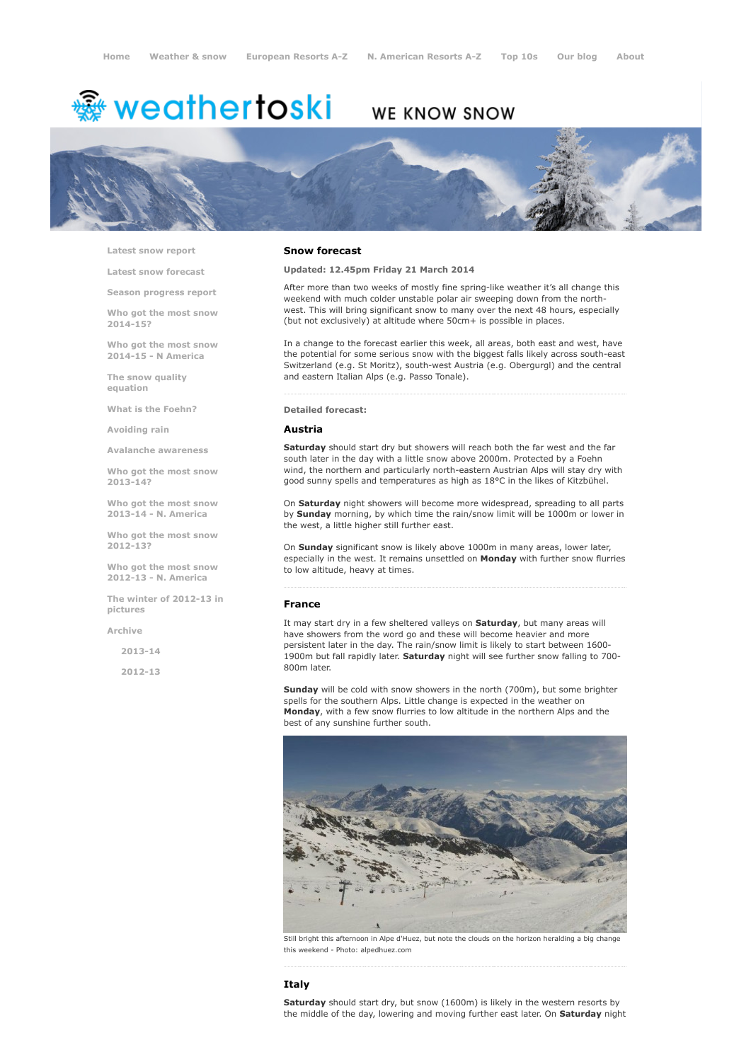Home | Weather & snow | European Resorts A-Z | N. American Resorts A-Z | Top 10s | Our blog | About

weathertoski WE KNOW SNOW

- Latest snow report
- Latest snow forecast
- Season progress report
- Who got the most snow 2014-15?
- Who got the most snow 2014-15 - N America
- The snow quality equation
- What is the Foehn?
- Avoiding rain
- Avalanche awareness
- Who got the most snow 2013-14?
- Who got the most snow 2013-14 - N. America
- Who got the most snow 2012-13?
- Who got the most snow 2012-13 - N. America
- The winter of 2012-13 in pictures
- Archive
  - 2013-14
  - 2012-13

## Snow forecast

**Updated: 12.45pm Friday 21 March 2014**

After more than two weeks of mostly fine spring-like weather it's all change this weekend with much colder unstable polar air sweeping down from the north-west. This will bring significant snow to many over the next 48 hours, especially (but not exclusively) at altitude where 50cm+ is possible in places.

In a change to the forecast earlier this week, all areas, both east and west, have the potential for some serious snow with the biggest falls likely across south-east Switzerland (e.g. St Moritz), south-west Austria (e.g. Obergurgl) and the central and eastern Italian Alps (e.g. Passo Tonale).

**Detailed forecast:**

### Austria

**Saturday** should start dry but showers will reach both the far west and the far south later in the day with a little snow above 2000m. Protected by a Foehn wind, the northern and particularly north-eastern Austrian Alps will stay dry with good sunny spells and temperatures as high as 18°C in the likes of Kitzbühel.

On **Saturday** night showers will become more widespread, spreading to all parts by **Sunday** morning, by which time the rain/snow limit will be 1000m or lower in the west, a little higher still further east.

On **Sunday** significant snow is likely above 1000m in many areas, lower later, especially in the west. It remains unsettled on **Monday** with further snow flurries to low altitude, heavy at times.

### France

It may start dry in a few sheltered valleys on **Saturday**, but many areas will have showers from the word go and these will become heavier and more persistent later in the day. The rain/snow limit is likely to start between 1600-1900m but fall rapidly later. **Saturday** night will see further snow falling to 700-800m later.

**Sunday** will be cold with snow showers in the north (700m), but some brighter spells for the southern Alps. Little change is expected in the weather on **Monday**, with a few snow flurries to low altitude in the northern Alps and the best of any sunshine further south.

Still bright this afternoon in Alpe d'Huez, but note the clouds on the horizon heralding a big change this weekend - Photo: alpedhuez.com

### Italy

**Saturday** should start dry, but snow (1600m) is likely in the western resorts by the middle of the day, lowering and moving further east later. On **Saturday** night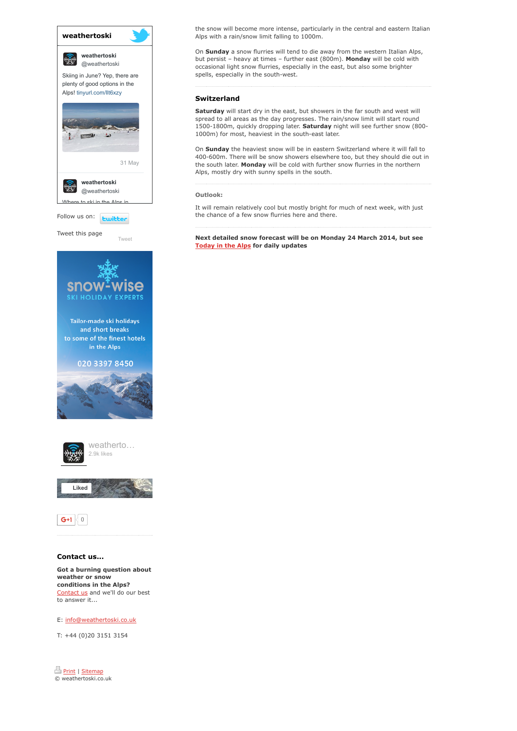the snow will become more intense, particularly in the central and eastern Italian Alps with a rain/snow limit falling to 1000m.

On **Sunday** a snow flurries will tend to die away from the western Italian Alps, but persist – heavy at times – further east (800m). **Monday** will be cold with occasional light snow flurries, especially in the east, but also some brighter spells, especially in the south-west.

## Switzerland

**Saturday** will start dry in the east, but showers in the far south and west will spread to all areas as the day progresses. The rain/snow limit will start round 1500-1800m, quickly dropping later. **Saturday** night will see further snow (800-1000m) for most, heaviest in the south-east later.

On **Sunday** the heaviest snow will be in eastern Switzerland where it will fall to 400-600m. There will be snow showers elsewhere too, but they should die out in the south later. **Monday** will be cold with further snow flurries in the northern Alps, mostly dry with sunny spells in the south.

**Outlook:**

It will remain relatively cool but mostly bright for much of next week, with just the chance of a few snow flurries here and there.

**Next detailed snow forecast will be on Monday 24 March 2014, but see Today in the Alps for daily updates**

weathertoski

weathertoski
@weathertoski

Skiing in June? Yep, there are plenty of good options in the Alps! tinyurl.com/llt6xzy

31 May

weathertoski
@weathertoski

Where to ski in the Alps in

Follow us on: twitter

Tweet this page

Tweet

snow-wise
SKI HOLIDAY EXPERTS

Tailor-made ski holidays and short breaks to some of the finest hotels in the Alps

020 3397 8450

weatherto…
2.9k likes

Liked

G+1 0

### Contact us...

**Got a burning question about weather or snow conditions in the Alps?**
Contact us and we'll do our best to answer it...

E: info@weathertoski.co.uk

T: +44 (0)20 3151 3154

Print | Sitemap
© weathertoski.co.uk